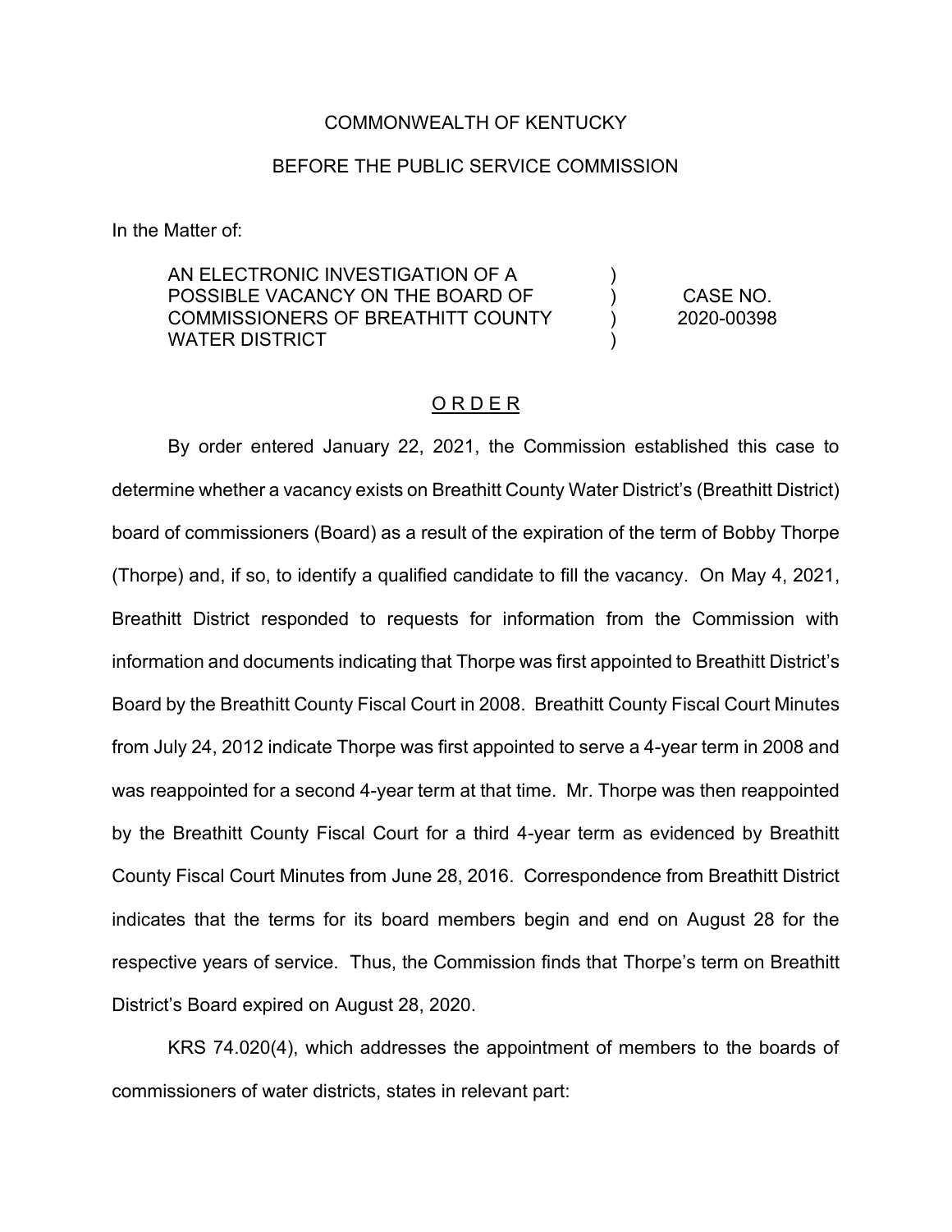COMMONWEALTH OF KENTUCKY

BEFORE THE PUBLIC SERVICE COMMISSION

In the Matter of:

| | | |
|---|---|---|
| AN ELECTRONIC INVESTIGATION OF A POSSIBLE VACANCY ON THE BOARD OF COMMISSIONERS OF BREATHITT COUNTY WATER DISTRICT | ) ) ) ) | CASE NO. 2020-00398 |

## O R D E R

By order entered January 22, 2021, the Commission established this case to determine whether a vacancy exists on Breathitt County Water District's (Breathitt District) board of commissioners (Board) as a result of the expiration of the term of Bobby Thorpe (Thorpe) and, if so, to identify a qualified candidate to fill the vacancy. On May 4, 2021, Breathitt District responded to requests for information from the Commission with information and documents indicating that Thorpe was first appointed to Breathitt District's Board by the Breathitt County Fiscal Court in 2008. Breathitt County Fiscal Court Minutes from July 24, 2012 indicate Thorpe was first appointed to serve a 4-year term in 2008 and was reappointed for a second 4-year term at that time. Mr. Thorpe was then reappointed by the Breathitt County Fiscal Court for a third 4-year term as evidenced by Breathitt County Fiscal Court Minutes from June 28, 2016. Correspondence from Breathitt District indicates that the terms for its board members begin and end on August 28 for the respective years of service. Thus, the Commission finds that Thorpe's term on Breathitt District's Board expired on August 28, 2020.

KRS 74.020(4), which addresses the appointment of members to the boards of commissioners of water districts, states in relevant part: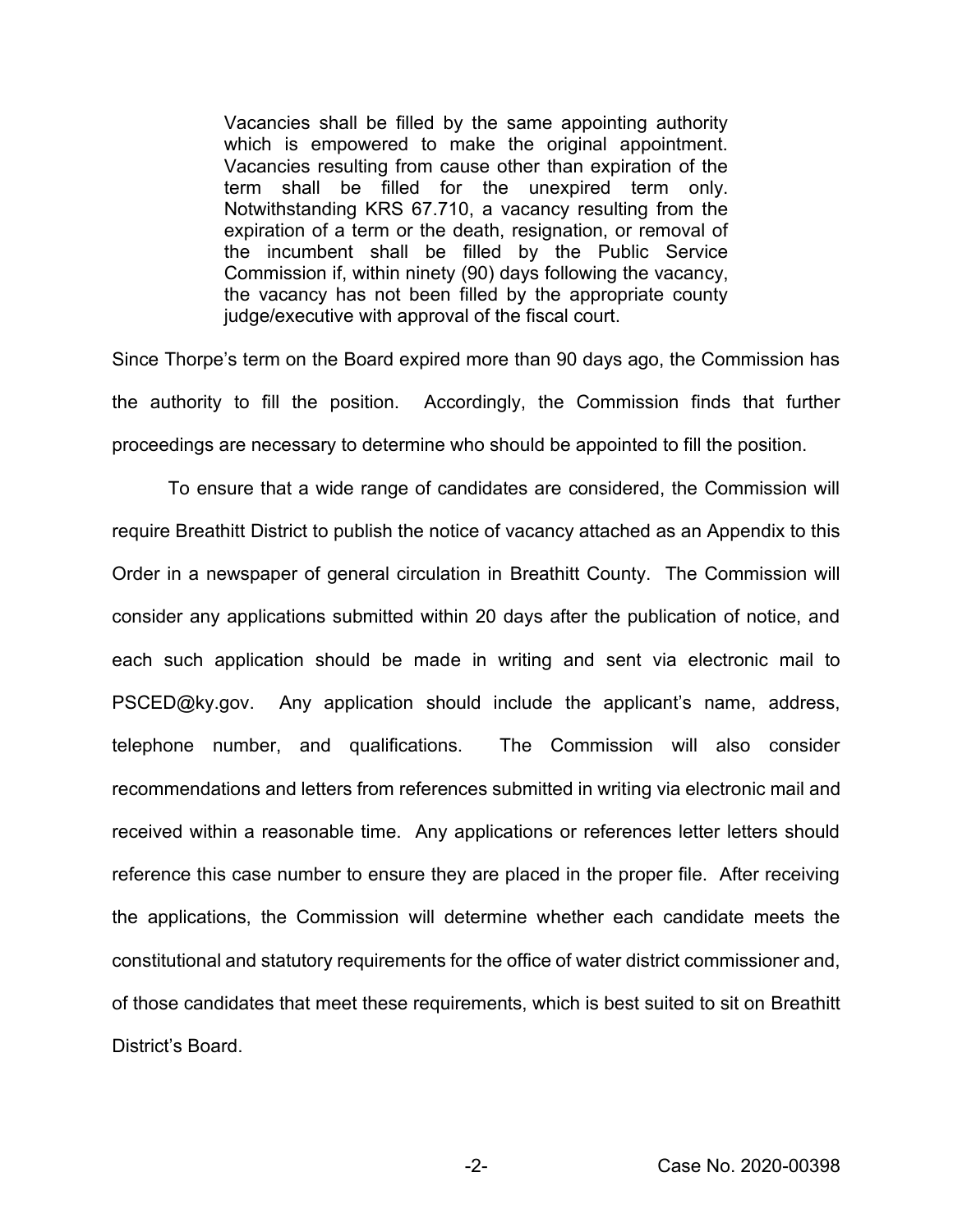> Vacancies shall be filled by the same appointing authority which is empowered to make the original appointment. Vacancies resulting from cause other than expiration of the term shall be filled for the unexpired term only. Notwithstanding KRS 67.710, a vacancy resulting from the expiration of a term or the death, resignation, or removal of the incumbent shall be filled by the Public Service Commission if, within ninety (90) days following the vacancy, the vacancy has not been filled by the appropriate county judge/executive with approval of the fiscal court.

Since Thorpe's term on the Board expired more than 90 days ago, the Commission has the authority to fill the position. Accordingly, the Commission finds that further proceedings are necessary to determine who should be appointed to fill the position.

To ensure that a wide range of candidates are considered, the Commission will require Breathitt District to publish the notice of vacancy attached as an Appendix to this Order in a newspaper of general circulation in Breathitt County. The Commission will consider any applications submitted within 20 days after the publication of notice, and each such application should be made in writing and sent via electronic mail to PSCED@ky.gov. Any application should include the applicant's name, address, telephone number, and qualifications. The Commission will also consider recommendations and letters from references submitted in writing via electronic mail and received within a reasonable time. Any applications or references letter letters should reference this case number to ensure they are placed in the proper file. After receiving the applications, the Commission will determine whether each candidate meets the constitutional and statutory requirements for the office of water district commissioner and, of those candidates that meet these requirements, which is best suited to sit on Breathitt District's Board.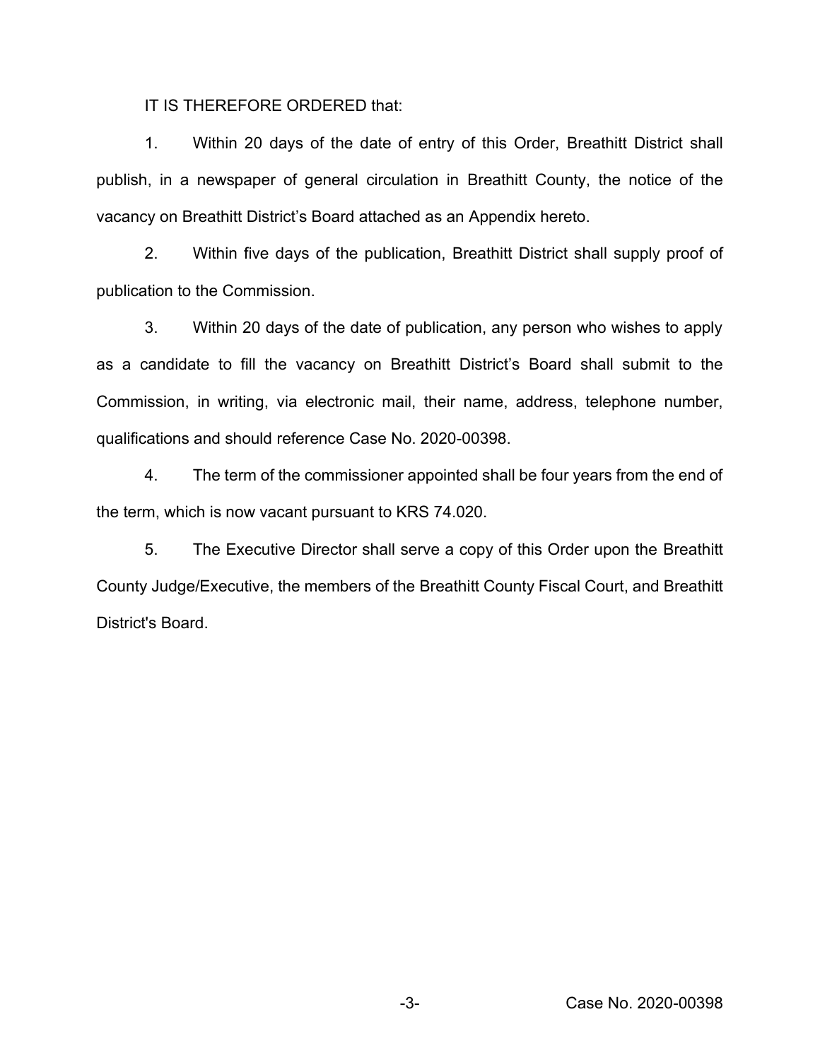IT IS THEREFORE ORDERED that:

1. Within 20 days of the date of entry of this Order, Breathitt District shall publish, in a newspaper of general circulation in Breathitt County, the notice of the vacancy on Breathitt District's Board attached as an Appendix hereto.

2. Within five days of the publication, Breathitt District shall supply proof of publication to the Commission.

3. Within 20 days of the date of publication, any person who wishes to apply as a candidate to fill the vacancy on Breathitt District's Board shall submit to the Commission, in writing, via electronic mail, their name, address, telephone number, qualifications and should reference Case No. 2020-00398.

4. The term of the commissioner appointed shall be four years from the end of the term, which is now vacant pursuant to KRS 74.020.

5. The Executive Director shall serve a copy of this Order upon the Breathitt County Judge/Executive, the members of the Breathitt County Fiscal Court, and Breathitt District's Board.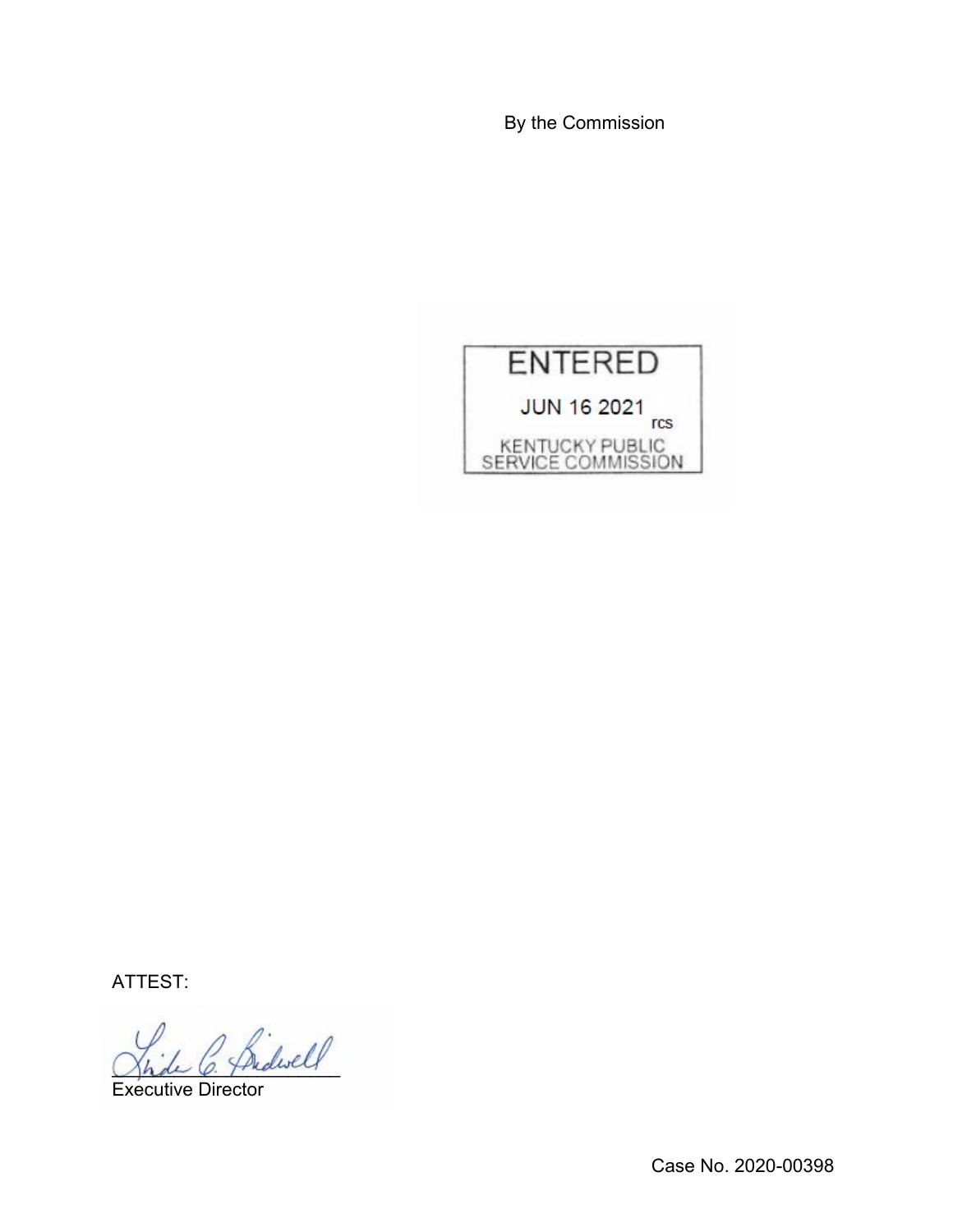By the Commission

ENTERED

JUN 16 2021

rcs

KENTUCKY PUBLIC SERVICE COMMISSION

ATTEST:

Executive Director

Case No. 2020-00398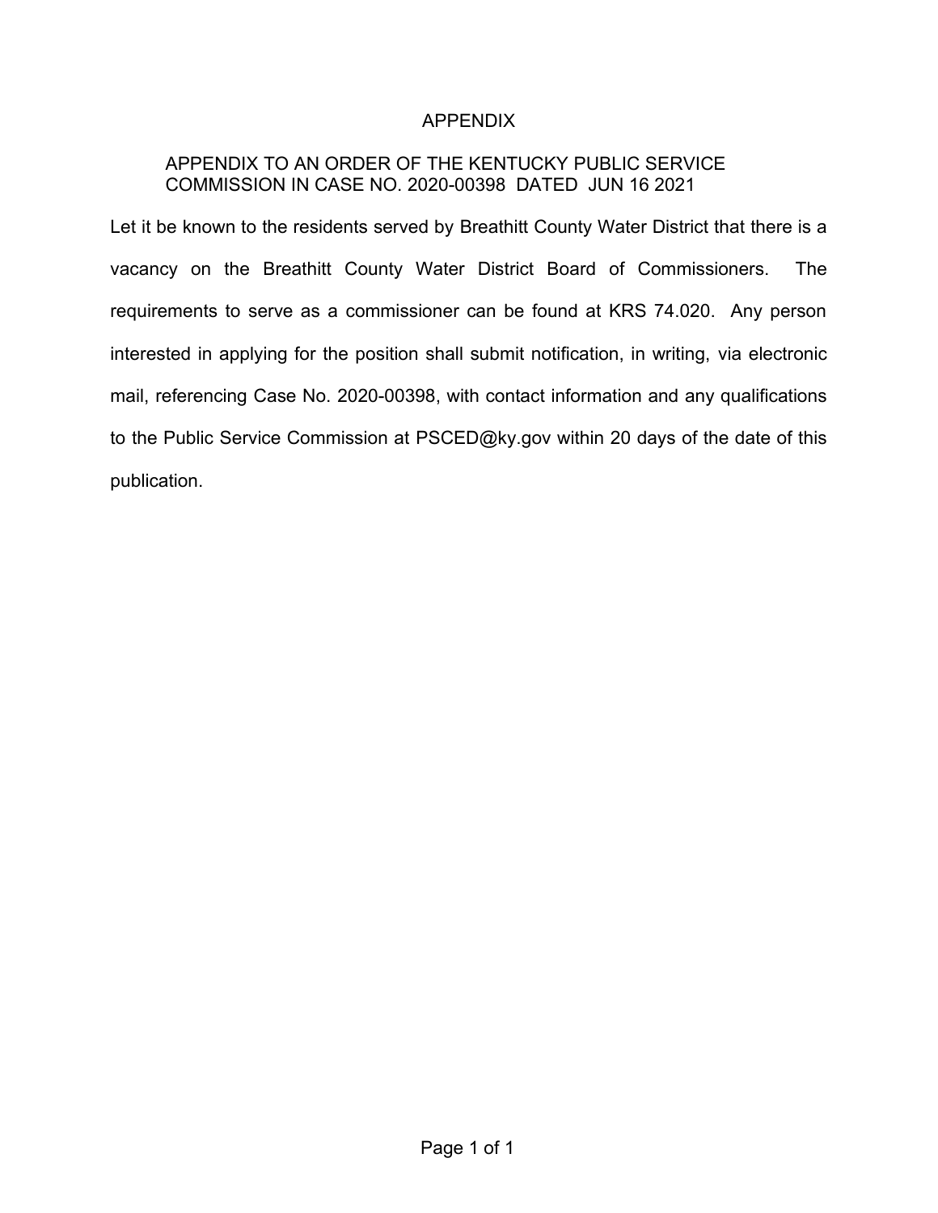# APPENDIX

APPENDIX TO AN ORDER OF THE KENTUCKY PUBLIC SERVICE COMMISSION IN CASE NO. 2020-00398 DATED JUN 16 2021

Let it be known to the residents served by Breathitt County Water District that there is a vacancy on the Breathitt County Water District Board of Commissioners. The requirements to serve as a commissioner can be found at KRS 74.020. Any person interested in applying for the position shall submit notification, in writing, via electronic mail, referencing Case No. 2020-00398, with contact information and any qualifications to the Public Service Commission at PSCED@ky.gov within 20 days of the date of this publication.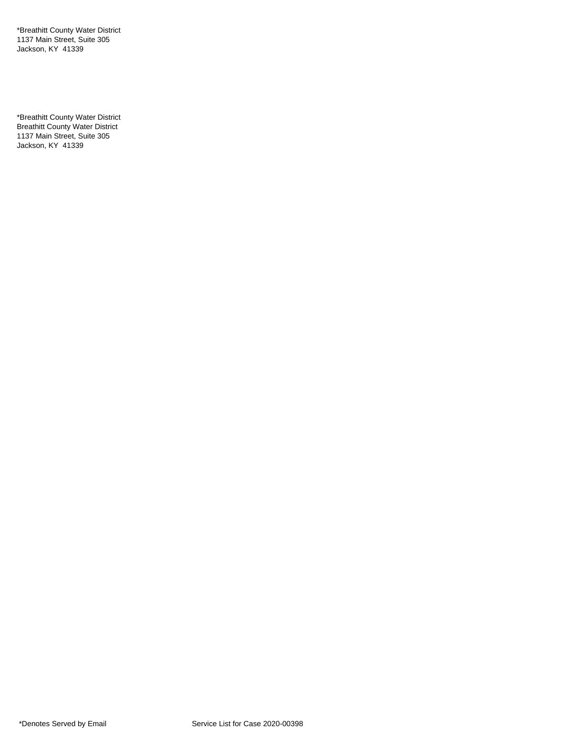*Breathitt County Water District
1137 Main Street, Suite 305
Jackson, KY  41339

*Breathitt County Water District
Breathitt County Water District
1137 Main Street, Suite 305
Jackson, KY  41339

*Denotes Served by Email

Service List for Case 2020-00398